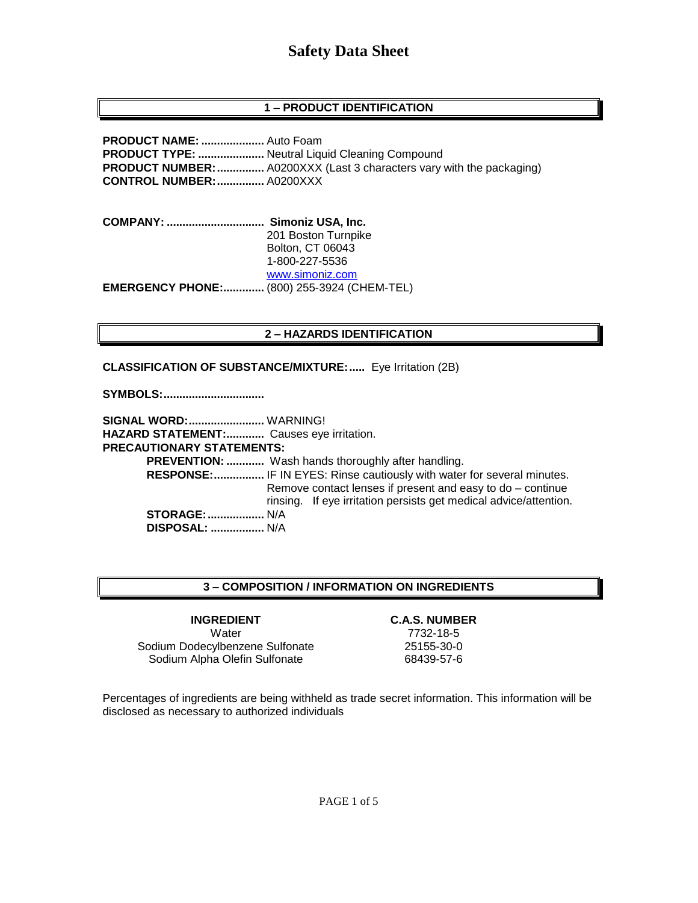# Safety Data Sheet

## 1 – PRODUCT IDENTIFICATION

**PRODUCT NAME:** .................... Auto Foam
**PRODUCT TYPE:** ..................... Neutral Liquid Cleaning Compound
**PRODUCT NUMBER:**............... A0200XXX (Last 3 characters vary with the packaging)
**CONTROL NUMBER:**............... A0200XXX

**COMPANY:** ............................... **Simoniz USA, Inc.**
201 Boston Turnpike
Bolton, CT 06043
1-800-227-5536
www.simoniz.com
**EMERGENCY PHONE:**............. (800) 255-3924 (CHEM-TEL)

## 2 – HAZARDS IDENTIFICATION

**CLASSIFICATION OF SUBSTANCE/MIXTURE:**..... Eye Irritation (2B)

**SYMBOLS:**................................

**SIGNAL WORD:**........................ WARNING!
**HAZARD STATEMENT:**............ Causes eye irritation.
**PRECAUTIONARY STATEMENTS:**

- **PREVENTION:** ............ Wash hands thoroughly after handling.
- **RESPONSE:**................ IF IN EYES: Rinse cautiously with water for several minutes. Remove contact lenses if present and easy to do – continue rinsing. If eye irritation persists get medical advice/attention.
- **STORAGE:**.................. N/A
- **DISPOSAL:** ................. N/A

## 3 – COMPOSITION / INFORMATION ON INGREDIENTS

| INGREDIENT | C.A.S. NUMBER |
|---|---|
| Water | 7732-18-5 |
| Sodium Dodecylbenzene Sulfonate | 25155-30-0 |
| Sodium Alpha Olefin Sulfonate | 68439-57-6 |

Percentages of ingredients are being withheld as trade secret information. This information will be disclosed as necessary to authorized individuals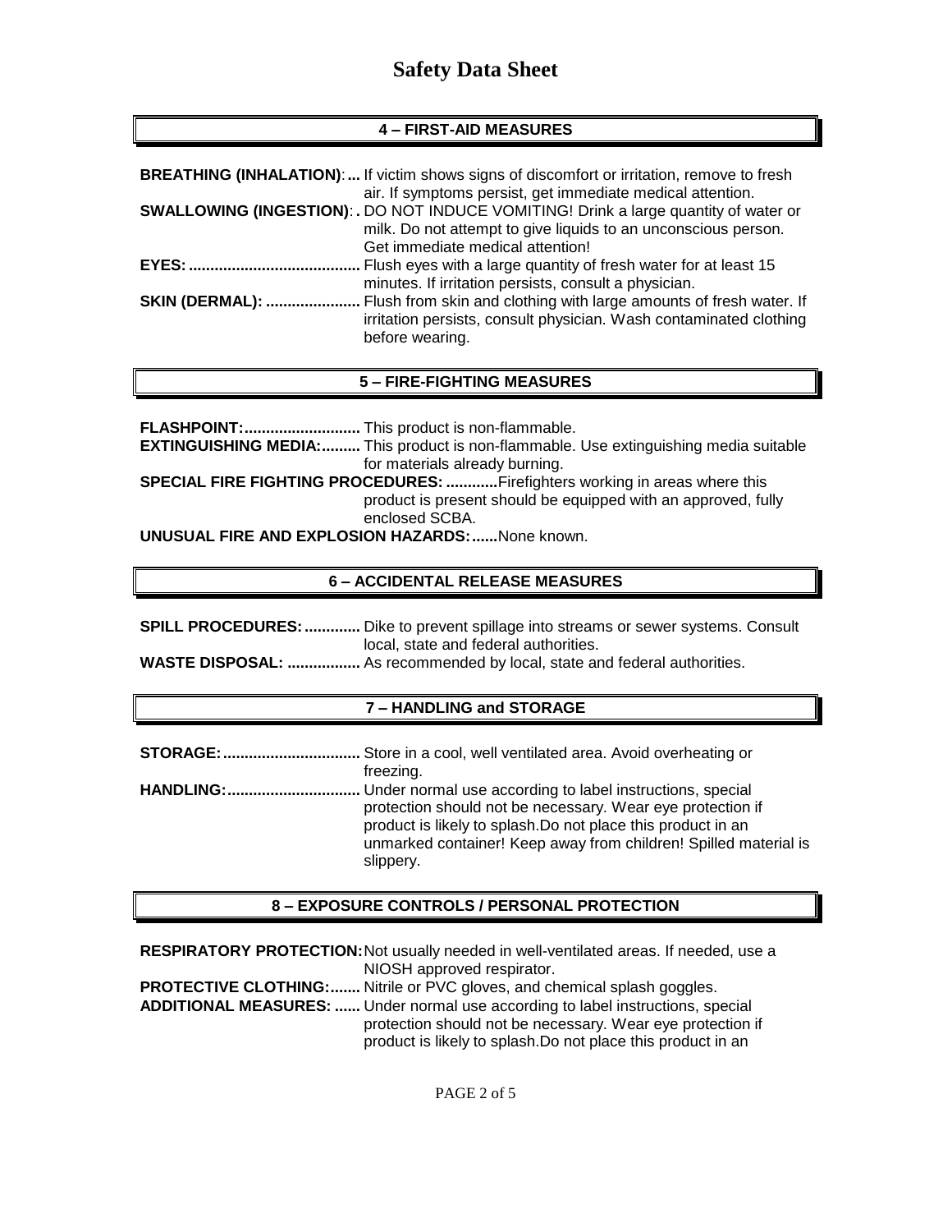# Safety Data Sheet

## 4 – FIRST-AID MEASURES

**BREATHING (INHALATION):...** If victim shows signs of discomfort or irritation, remove to fresh air. If symptoms persist, get immediate medical attention.

**SWALLOWING (INGESTION):.** DO NOT INDUCE VOMITING! Drink a large quantity of water or milk. Do not attempt to give liquids to an unconscious person. Get immediate medical attention!

**EYES:.......................................** Flush eyes with a large quantity of fresh water for at least 15 minutes. If irritation persists, consult a physician.

**SKIN (DERMAL): .....................** Flush from skin and clothing with large amounts of fresh water. If irritation persists, consult physician. Wash contaminated clothing before wearing.

## 5 – FIRE-FIGHTING MEASURES

**FLASHPOINT:..........................** This product is non-flammable.

**EXTINGUISHING MEDIA:.........** This product is non-flammable. Use extinguishing media suitable for materials already burning.

**SPECIAL FIRE FIGHTING PROCEDURES: ...........** Firefighters working in areas where this product is present should be equipped with an approved, fully enclosed SCBA.

**UNUSUAL FIRE AND EXPLOSION HAZARDS:......** None known.

## 6 – ACCIDENTAL RELEASE MEASURES

**SPILL PROCEDURES:.............** Dike to prevent spillage into streams or sewer systems. Consult local, state and federal authorities.

**WASTE DISPOSAL: .................** As recommended by local, state and federal authorities.

## 7 – HANDLING and STORAGE

**STORAGE:...............................** Store in a cool, well ventilated area. Avoid overheating or freezing.

**HANDLING:..............................** Under normal use according to label instructions, special protection should not be necessary. Wear eye protection if product is likely to splash.Do not place this product in an unmarked container! Keep away from children! Spilled material is slippery.

## 8 – EXPOSURE CONTROLS / PERSONAL PROTECTION

**RESPIRATORY PROTECTION:** Not usually needed in well-ventilated areas. If needed, use a NIOSH approved respirator.

**PROTECTIVE CLOTHING:.......** Nitrile or PVC gloves, and chemical splash goggles.

**ADDITIONAL MEASURES: ......** Under normal use according to label instructions, special protection should not be necessary. Wear eye protection if product is likely to splash.Do not place this product in an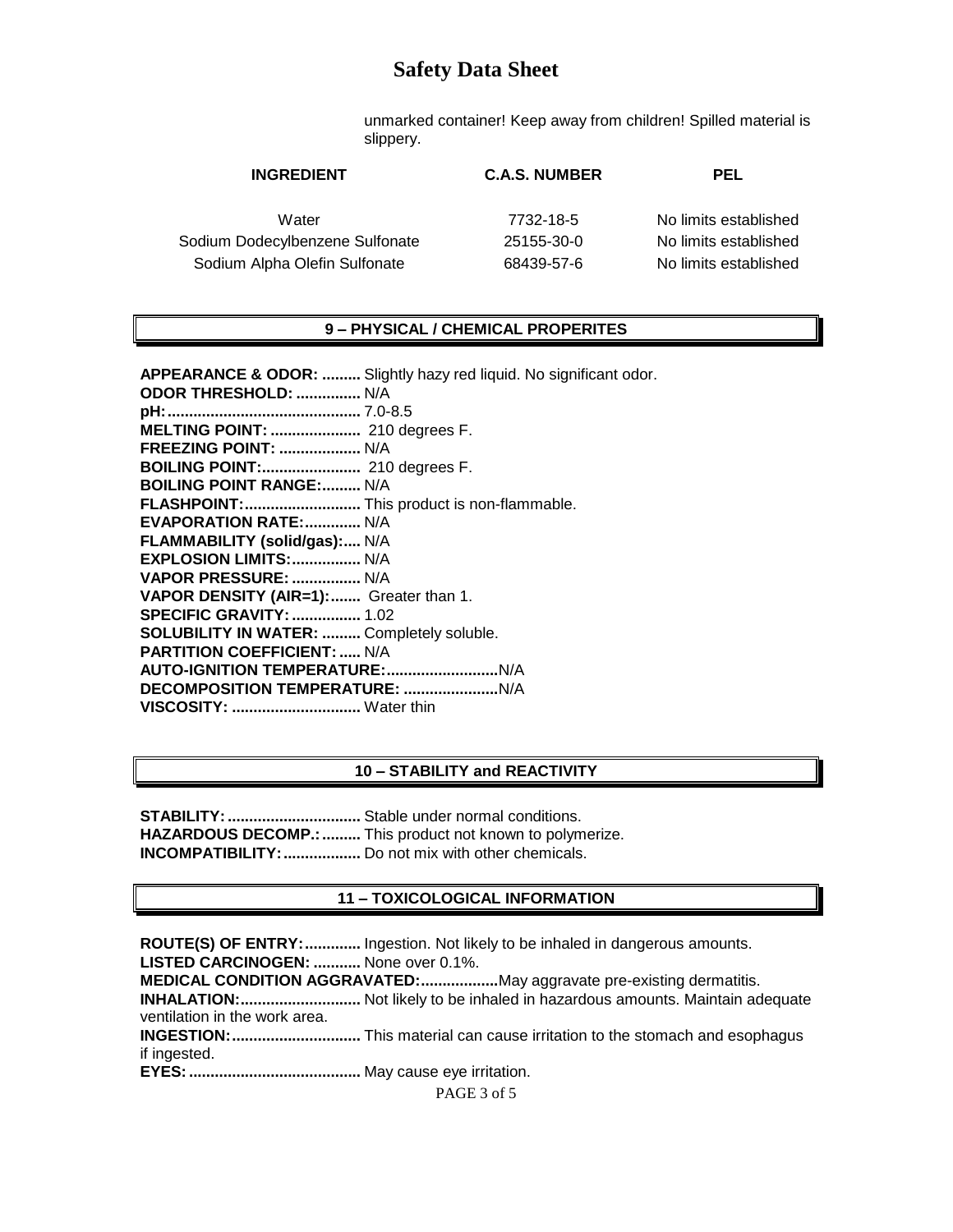# Safety Data Sheet

unmarked container! Keep away from children! Spilled material is slippery.

| INGREDIENT | C.A.S. NUMBER | PEL |
|---|---|---|
| Water | 7732-18-5 | No limits established |
| Sodium Dodecylbenzene Sulfonate | 25155-30-0 | No limits established |
| Sodium Alpha Olefin Sulfonate | 68439-57-6 | No limits established |

## 9 – PHYSICAL / CHEMICAL PROPERITES

**APPEARANCE & ODOR: .........** Slightly hazy red liquid. No significant odor.
**ODOR THRESHOLD: ...............** N/A
**pH:............................................** 7.0-8.5
**MELTING POINT: ....................** 210 degrees F.
**FREEZING POINT: ...................** N/A
**BOILING POINT:.......................** 210 degrees F.
**BOILING POINT RANGE:.........** N/A
**FLASHPOINT:...........................** This product is non-flammable.
**EVAPORATION RATE:.............** N/A
**FLAMMABILITY (solid/gas):....** N/A
**EXPLOSION LIMITS:................** N/A
**VAPOR PRESSURE: ................** N/A
**VAPOR DENSITY (AIR=1):.......** Greater than 1.
**SPECIFIC GRAVITY: ................** 1.02
**SOLUBILITY IN WATER: .........** Completely soluble.
**PARTITION COEFFICIENT: .....** N/A
**AUTO-IGNITION TEMPERATURE:..........................**N/A
**DECOMPOSITION TEMPERATURE: ......................**N/A
**VISCOSITY: ..............................** Water thin

## 10 – STABILITY and REACTIVITY

**STABILITY: ...............................** Stable under normal conditions.
**HAZARDOUS DECOMP.: .........** This product not known to polymerize.
**INCOMPATIBILITY: ..................** Do not mix with other chemicals.

## 11 – TOXICOLOGICAL INFORMATION

**ROUTE(S) OF ENTRY: .............** Ingestion. Not likely to be inhaled in dangerous amounts.
**LISTED CARCINOGEN: ...........** None over 0.1%.
**MEDICAL CONDITION AGGRAVATED:..................**May aggravate pre-existing dermatitis.
**INHALATION:............................** Not likely to be inhaled in hazardous amounts. Maintain adequate ventilation in the work area.
**INGESTION:..............................** This material can cause irritation to the stomach and esophagus if ingested.
**EYES: ........................................** May cause eye irritation.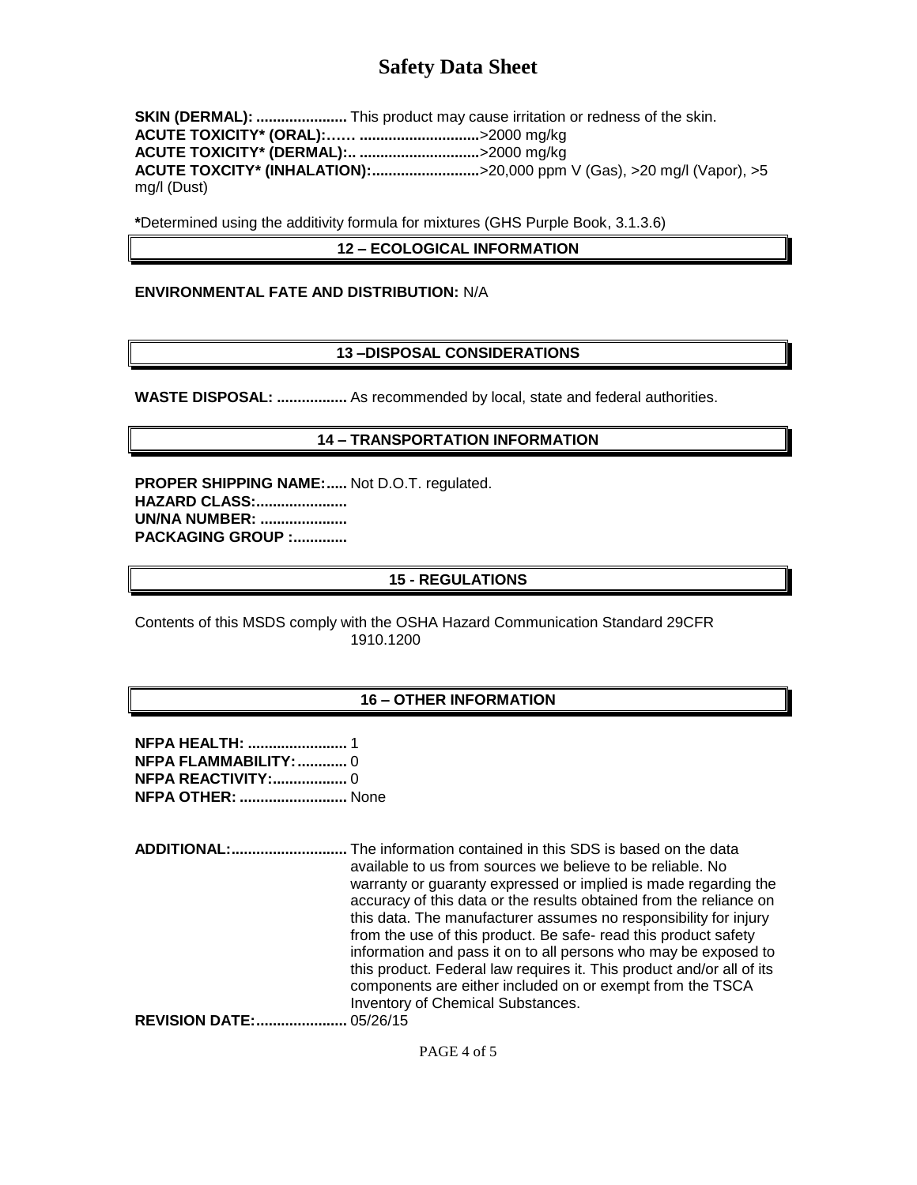**SKIN (DERMAL): ......................** This product may cause irritation or redness of the skin.
**ACUTE TOXICITY* (ORAL):…… ............................**>2000 mg/kg
**ACUTE TOXICITY* (DERMAL):.. ............................**>2000 mg/kg
**ACUTE TOXCITY* (INHALATION):..........................**>20,000 ppm V (Gas), >20 mg/l (Vapor), >5 mg/l (Dust)

**\***Determined using the additivity formula for mixtures (GHS Purple Book, 3.1.3.6)

## 12 – ECOLOGICAL INFORMATION

**ENVIRONMENTAL FATE AND DISTRIBUTION:** N/A

## 13 –DISPOSAL CONSIDERATIONS

**WASTE DISPOSAL: .................** As recommended by local, state and federal authorities.

## 14 – TRANSPORTATION INFORMATION

**PROPER SHIPPING NAME:.....** Not D.O.T. regulated.
**HAZARD CLASS:......................**
**UN/NA NUMBER: ....................**
**PACKAGING GROUP :.............**

## 15 - REGULATIONS

Contents of this MSDS comply with the OSHA Hazard Communication Standard 29CFR 1910.1200

## 16 – OTHER INFORMATION

**NFPA HEALTH: ........................** 1
**NFPA FLAMMABILITY:............** 0
**NFPA REACTIVITY:..................** 0
**NFPA OTHER: ..........................** None

**ADDITIONAL:............................** The information contained in this SDS is based on the data available to us from sources we believe to be reliable. No warranty or guaranty expressed or implied is made regarding the accuracy of this data or the results obtained from the reliance on this data. The manufacturer assumes no responsibility for injury from the use of this product. Be safe- read this product safety information and pass it on to all persons who may be exposed to this product. Federal law requires it. This product and/or all of its components are either included on or exempt from the TSCA Inventory of Chemical Substances.
**REVISION DATE:......................** 05/26/15